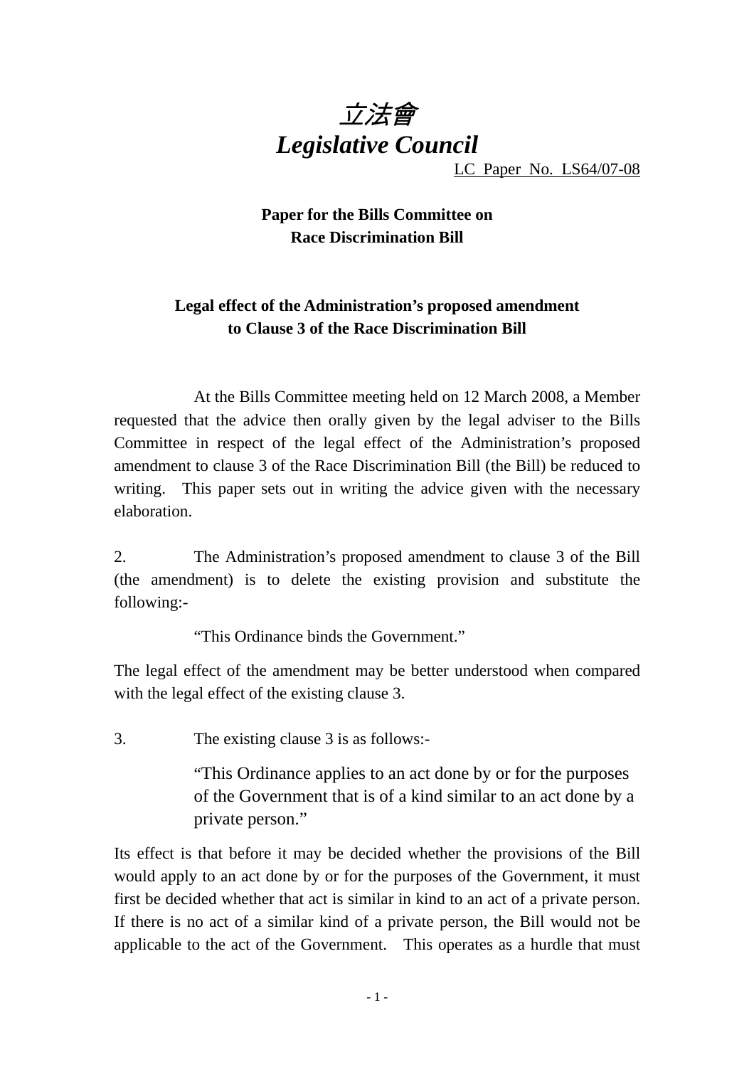# *立法會*
# *Legislative Council*

LC Paper No. LS64/07-08

**Paper for the Bills Committee on Race Discrimination Bill**

## Legal effect of the Administration's proposed amendment to Clause 3 of the Race Discrimination Bill

At the Bills Committee meeting held on 12 March 2008, a Member requested that the advice then orally given by the legal adviser to the Bills Committee in respect of the legal effect of the Administration's proposed amendment to clause 3 of the Race Discrimination Bill (the Bill) be reduced to writing. This paper sets out in writing the advice given with the necessary elaboration.

2. The Administration's proposed amendment to clause 3 of the Bill (the amendment) is to delete the existing provision and substitute the following:-

> "This Ordinance binds the Government."

The legal effect of the amendment may be better understood when compared with the legal effect of the existing clause 3.

3. The existing clause 3 is as follows:-

> "This Ordinance applies to an act done by or for the purposes of the Government that is of a kind similar to an act done by a private person."

Its effect is that before it may be decided whether the provisions of the Bill would apply to an act done by or for the purposes of the Government, it must first be decided whether that act is similar in kind to an act of a private person. If there is no act of a similar kind of a private person, the Bill would not be applicable to the act of the Government. This operates as a hurdle that must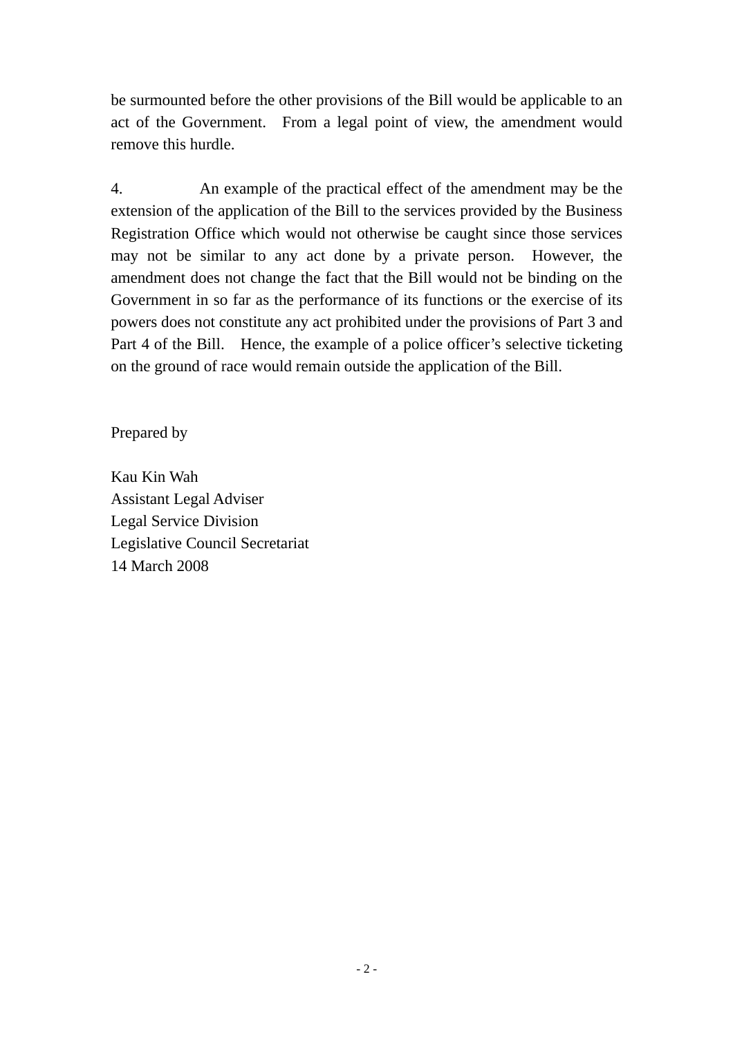be surmounted before the other provisions of the Bill would be applicable to an act of the Government. From a legal point of view, the amendment would remove this hurdle.

4. An example of the practical effect of the amendment may be the extension of the application of the Bill to the services provided by the Business Registration Office which would not otherwise be caught since those services may not be similar to any act done by a private person. However, the amendment does not change the fact that the Bill would not be binding on the Government in so far as the performance of its functions or the exercise of its powers does not constitute any act prohibited under the provisions of Part 3 and Part 4 of the Bill. Hence, the example of a police officer's selective ticketing on the ground of race would remain outside the application of the Bill.

Prepared by

Kau Kin Wah
Assistant Legal Adviser
Legal Service Division
Legislative Council Secretariat
14 March 2008